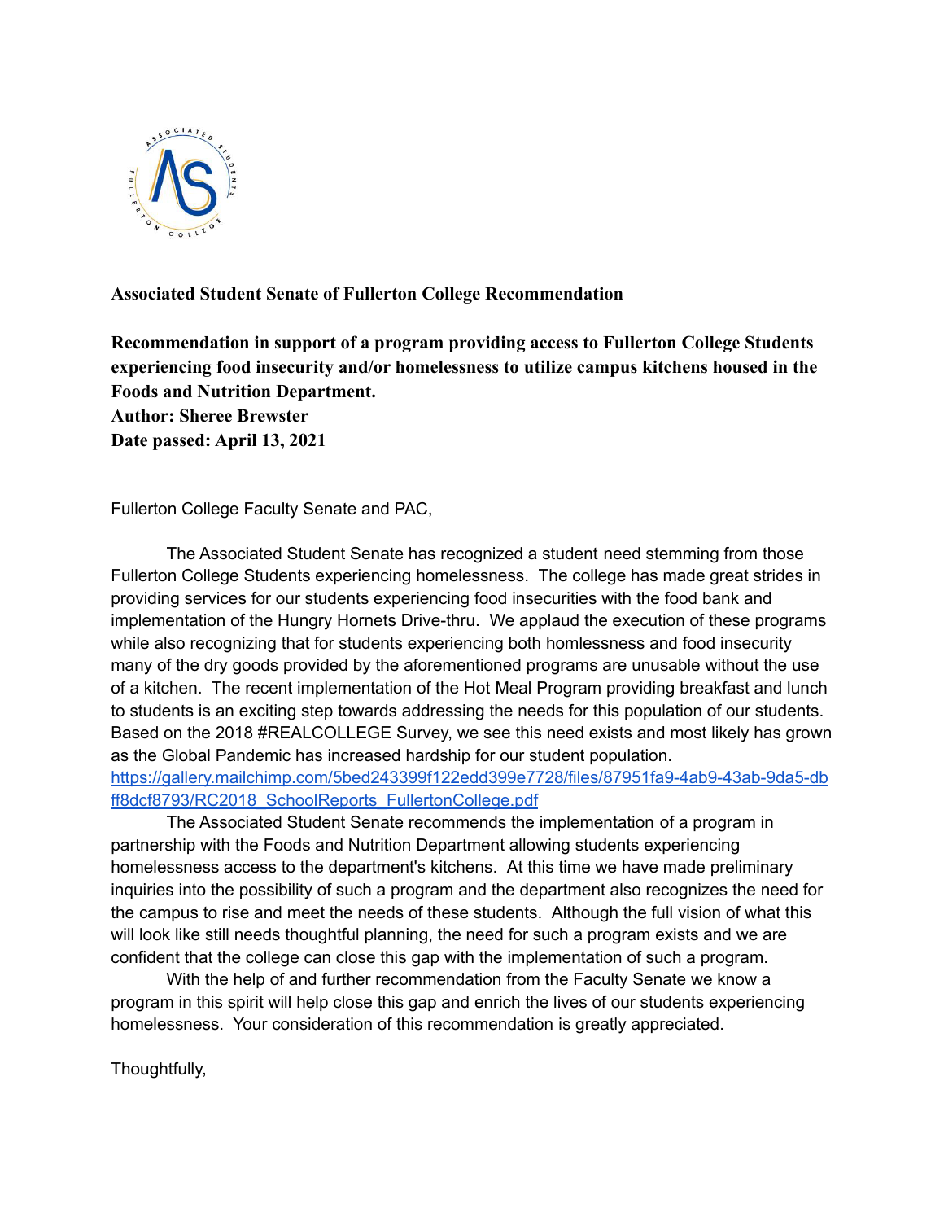**Associated Student Senate of Fullerton College Recommendation**

**Recommendation in support of a program providing access to Fullerton College Students experiencing food insecurity and/or homelessness to utilize campus kitchens housed in the Foods and Nutrition Department.**
**Author: Sheree Brewster**
**Date passed: April 13, 2021**

Fullerton College Faculty Senate and PAC,

The Associated Student Senate has recognized a student need stemming from those Fullerton College Students experiencing homelessness. The college has made great strides in providing services for our students experiencing food insecurities with the food bank and implementation of the Hungry Hornets Drive-thru. We applaud the execution of these programs while also recognizing that for students experiencing both homlessness and food insecurity many of the dry goods provided by the aforementioned programs are unusable without the use of a kitchen. The recent implementation of the Hot Meal Program providing breakfast and lunch to students is an exciting step towards addressing the needs for this population of our students. Based on the 2018 #REALCOLLEGE Survey, we see this need exists and most likely has grown as the Global Pandemic has increased hardship for our student population.
https://gallery.mailchimp.com/5bed243399f122edd399e7728/files/87951fa9-4ab9-43ab-9da5-dbff8dcf8793/RC2018_SchoolReports_FullertonCollege.pdf

The Associated Student Senate recommends the implementation of a program in partnership with the Foods and Nutrition Department allowing students experiencing homelessness access to the department's kitchens. At this time we have made preliminary inquiries into the possibility of such a program and the department also recognizes the need for the campus to rise and meet the needs of these students. Although the full vision of what this will look like still needs thoughtful planning, the need for such a program exists and we are confident that the college can close this gap with the implementation of such a program.

With the help of and further recommendation from the Faculty Senate we know a program in this spirit will help close this gap and enrich the lives of our students experiencing homelessness. Your consideration of this recommendation is greatly appreciated.

Thoughtfully,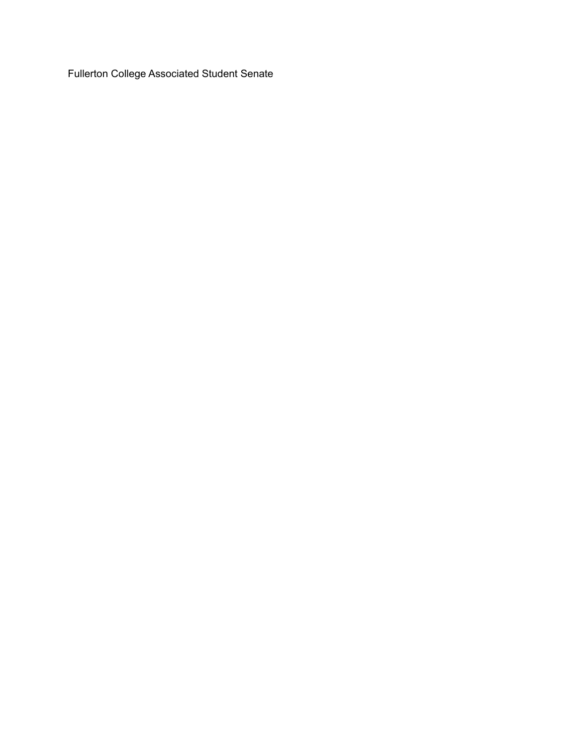Fullerton College Associated Student Senate